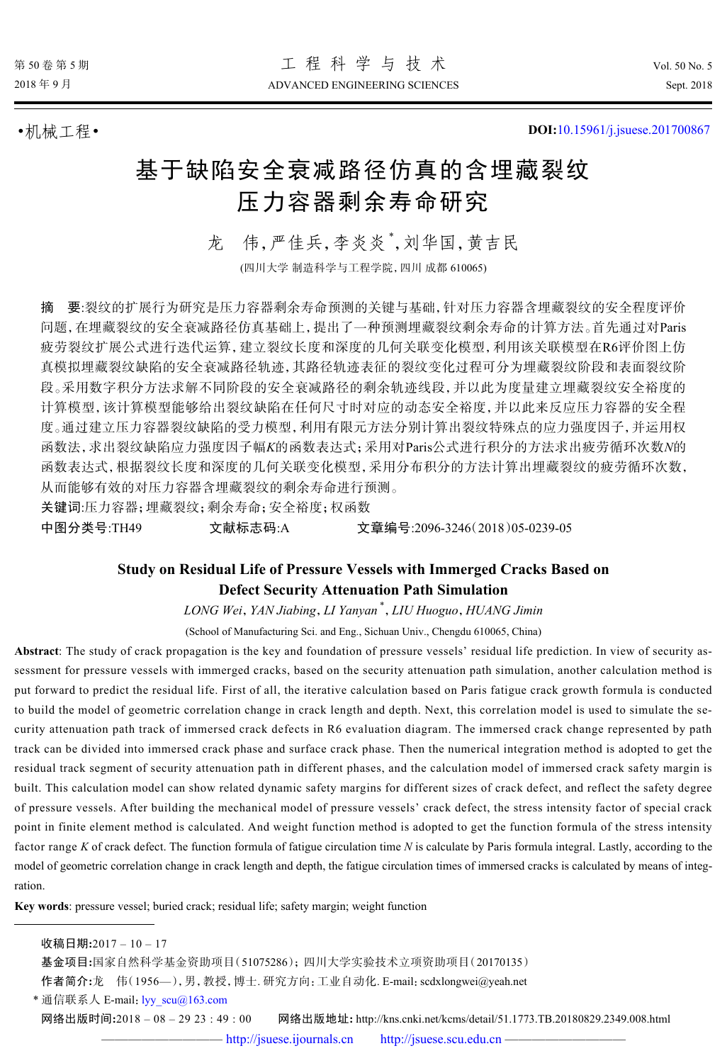•机械工程•

**DOI:**10.15961/j.jsuese.201700867

# 基于缺陷安全衰减路径仿真的含埋藏裂纹压力容器剩余寿命研究

龙　伟，严佳兵，李炎炎*，刘华国，黄吉民

(四川大学 制造科学与工程学院，四川 成都 610065)

**摘　要**：裂纹的扩展行为研究是压力容器剩余寿命预测的关键与基础，针对压力容器含埋藏裂纹的安全程度评价问题，在埋藏裂纹的安全衰减路径仿真基础上，提出了一种预测埋藏裂纹剩余寿命的计算方法。首先通过对Paris疲劳裂纹扩展公式进行迭代运算，建立裂纹长度和深度的几何关联变化模型，利用该关联模型在R6评价图上仿真模拟埋藏裂纹缺陷的安全衰减路径轨迹，其路径轨迹表征的裂纹变化过程可分为埋藏裂纹阶段和表面裂纹阶段。采用数字积分方法求解不同阶段的安全衰减路径的剩余轨迹线段，并以此为度量建立埋藏裂纹安全裕度的计算模型，该计算模型能够给出裂纹缺陷在任何尺寸时对应的动态安全裕度，并以此来反应压力容器的安全程度。通过建立压力容器裂纹缺陷的受力模型，利用有限元方法分别计算出裂纹特殊点的应力强度因子，并运用权函数法，求出裂纹缺陷应力强度因子幅$K$的函数表达式；采用对Paris公式进行积分的方法求出疲劳循环次数$N$的函数表达式，根据裂纹长度和深度的几何关联变化模型，采用分布积分的方法计算出埋藏裂纹的疲劳循环次数，从而能够有效的对压力容器含埋藏裂纹的剩余寿命进行预测。

**关键词**：压力容器；埋藏裂纹；剩余寿命；安全裕度；权函数

**中图分类号**：TH49　　　　**文献标志码**：A　　　　**文章编号**：2096-3246(2018)05-0239-05

## Study on Residual Life of Pressure Vessels with Immerged Cracks Based on Defect Security Attenuation Path Simulation

*LONG Wei*, *YAN Jiabing*, *LI Yanyan**, *LIU Huoguo*, *HUANG Jimin*

(School of Manufacturing Sci. and Eng., Sichuan Univ., Chengdu 610065, China)

**Abstract**: The study of crack propagation is the key and foundation of pressure vessels' residual life prediction. In view of security assessment for pressure vessels with immerged cracks, based on the security attenuation path simulation, another calculation method is put forward to predict the residual life. First of all, the iterative calculation based on Paris fatigue crack growth formula is conducted to build the model of geometric correlation change in crack length and depth. Next, this correlation model is used to simulate the security attenuation path track of immersed crack defects in R6 evaluation diagram. The immersed crack change represented by path track can be divided into immersed crack phase and surface crack phase. Then the numerical integration method is adopted to get the residual track segment of security attenuation path in different phases, and the calculation model of immersed crack safety margin is built. This calculation model can show related dynamic safety margins for different sizes of crack defect, and reflect the safety degree of pressure vessels. After building the mechanical model of pressure vessels' crack defect, the stress intensity factor of special crack point in finite element method is calculated. And weight function method is adopted to get the function formula of the stress intensity factor range $K$ of crack defect. The function formula of fatigue circulation time $N$ is calculate by Paris formula integral. Lastly, according to the model of geometric correlation change in crack length and depth, the fatigue circulation times of immersed cracks is calculated by means of integration.

**Key words**: pressure vessel; buried crack; residual life; safety margin; weight function

---

**收稿日期**：2017 – 10 – 17

**基金项目**：国家自然科学基金资助项目(51075286)；四川大学实验技术立项资助项目(20170135)

**作者简介**：龙　伟(1956—)，男，教授，博士. 研究方向：工业自动化. E-mail: scdxlongwei@yeah.net

* 通信联系人 E-mail: lyy_scu@163.com

**网络出版时间**：2018 – 08 – 29 23 : 49 : 00　　**网络出版地址**：http://kns.cnki.net/kcms/detail/51.1773.TB.20180829.2349.008.html

http://jsuese.ijournals.cn　　http://jsuese.scu.edu.cn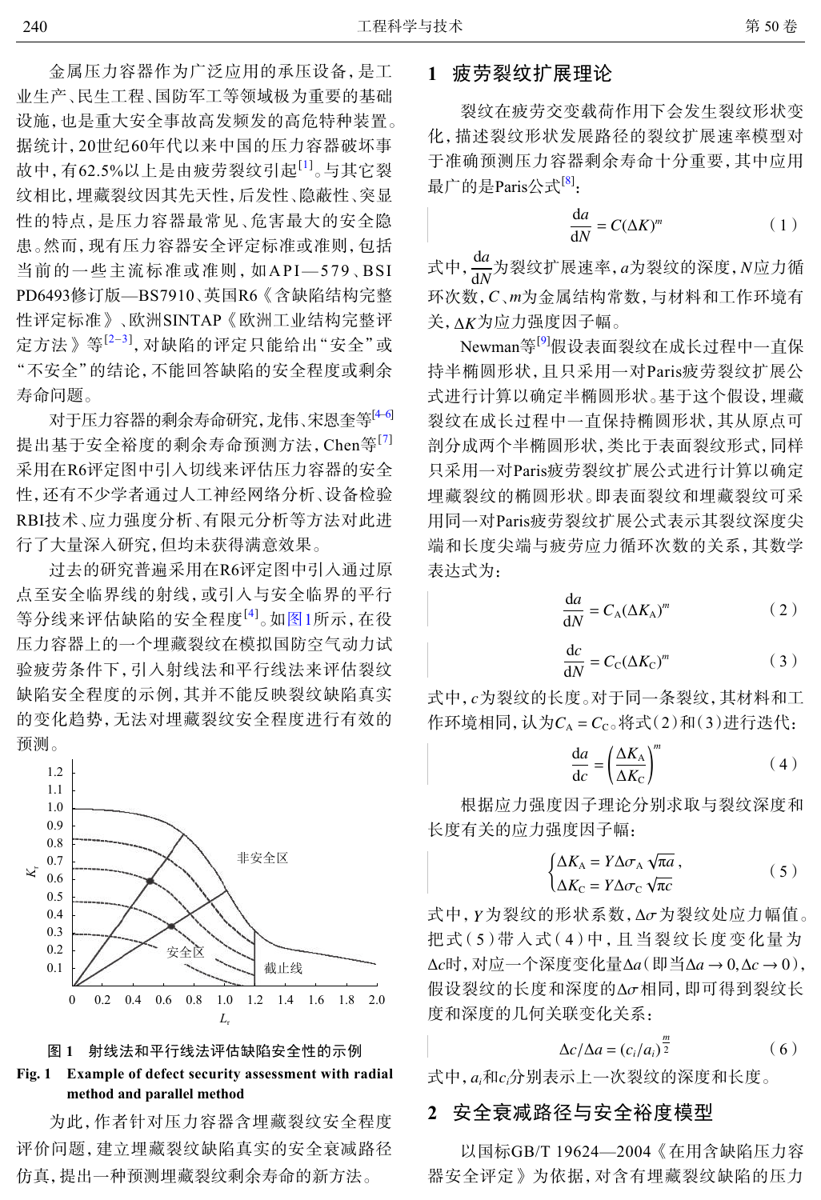金属压力容器作为广泛应用的承压设备，是工业生产、民生工程、国防军工等领域极为重要的基础设施，也是重大安全事故高发频发的高危特种装置。据统计，20世纪60年代以来中国的压力容器破坏事故中，有62.5%以上是由疲劳裂纹引起[1]。与其它裂纹相比，埋藏裂纹因其先天性，后发性、隐蔽性、突显性的特点，是压力容器最常见、危害最大的安全隐患。然而，现有压力容器安全评定标准或准则，包括当前的一些主流标准或准则，如API—579、BSI PD6493修订版—BS7910、英国R6《含缺陷结构完整性评定标准》、欧洲SINTAP《欧洲工业结构完整评定方法》等[2–3]，对缺陷的评定只能给出"安全"或"不安全"的结论，不能回答缺陷的安全程度或剩余寿命问题。

对于压力容器的剩余寿命研究，龙伟、宋恩奎等[4–6]提出基于安全裕度的剩余寿命预测方法，Chen等[7]采用在R6评定图中引入切线来评估压力容器的安全性，还有不少学者通过人工神经网络分析、设备检验RBI技术、应力强度分析、有限元分析等方法对此进行了大量深入研究，但均未获得满意效果。

过去的研究普遍采用在R6评定图中引入通过原点至安全临界线的射线，或引入与安全临界的平行等分线来评估缺陷的安全程度[4]。如图1所示，在役压力容器上的一个埋藏裂纹在模拟国防空气动力试验疲劳条件下，引入射线法和平行线法来评估裂纹缺陷安全程度的示例，其并不能反映裂纹缺陷真实的变化趋势，无法对埋藏裂纹安全程度进行有效的预测。

1.2
1.1
1.0
0.9
0.8
0.7
0.6
0.5
0.4
0.3
0.2
0.1
0
$K_r$
非安全区
安全区
截止线
0.2 0.4 0.6 0.8 1.0 1.2 1.4 1.6 1.8 2.0
$L_r$

**图1 射线法和平行线法评估缺陷安全性的示例**

**Fig. 1 Example of defect security assessment with radial method and parallel method**

为此，作者针对压力容器含埋藏裂纹安全程度评价问题，建立埋藏裂纹缺陷真实的安全衰减路径仿真，提出一种预测埋藏裂纹剩余寿命的新方法。

## 1 疲劳裂纹扩展理论

裂纹在疲劳交变载荷作用下会发生裂纹形状变化，描述裂纹形状发展路径的裂纹扩展速率模型对于准确预测压力容器剩余寿命十分重要，其中应用最广的是Paris公式[8]：

$$\frac{\mathrm{d}a}{\mathrm{d}N}=C(\Delta K)^m \tag{1}$$

式中，$\frac{\mathrm{d}a}{\mathrm{d}N}$为裂纹扩展速率，$a$为裂纹的深度，$N$应力循环次数，$C$、$m$为金属结构常数，与材料和工作环境有关，$\Delta K$为应力强度因子幅。

Newman等[9]假设表面裂纹在成长过程中一直保持半椭圆形状，且只采用一对Paris疲劳裂纹扩展公式进行计算以确定半椭圆形状。基于这个假设，埋藏裂纹在成长过程中一直保持椭圆形状，其从原点可剖分成两个半椭圆形状，类比于表面裂纹形式，同样只采用一对Paris疲劳裂纹扩展公式进行计算以确定埋藏裂纹的椭圆形状。即表面裂纹和埋藏裂纹可采用同一对Paris疲劳裂纹扩展公式表示其裂纹深度尖端和长度尖端与疲劳应力循环次数的关系，其数学表达式为：

$$\frac{\mathrm{d}a}{\mathrm{d}N}=C_{\mathrm{A}}(\Delta K_{\mathrm{A}})^m \tag{2}$$

$$\frac{\mathrm{d}c}{\mathrm{d}N}=C_{\mathrm{C}}(\Delta K_{\mathrm{C}})^m \tag{3}$$

式中，$c$为裂纹的长度。对于同一条裂纹，其材料和工作环境相同，认为$C_{\mathrm{A}}=C_{\mathrm{C}}$。将式(2)和(3)进行迭代：

$$\frac{\mathrm{d}a}{\mathrm{d}c}=\left(\frac{\Delta K_{\mathrm{A}}}{\Delta K_{\mathrm{C}}}\right)^m \tag{4}$$

根据应力强度因子理论分别求取与裂纹深度和长度有关的应力强度因子幅：

$$\begin{cases}\Delta K_{\mathrm{A}}=Y\Delta\sigma_{\mathrm{A}}\sqrt{\pi a},\\ \Delta K_{\mathrm{C}}=Y\Delta\sigma_{\mathrm{C}}\sqrt{\pi c}\end{cases} \tag{5}$$

式中，$Y$为裂纹的形状系数，$\Delta\sigma$为裂纹处应力幅值。把式(5)带入式(4)中，且当裂纹长度变化量为$\Delta c$时，对应一个深度变化量$\Delta a$（即当$\Delta a\to 0,\Delta c\to 0$），假设裂纹的长度和深度的$\Delta\sigma$相同，即可得到裂纹长度和深度的几何关联变化关系：

$$\Delta c/\Delta a=(c_i/a_i)^{\frac{m}{2}} \tag{6}$$

式中，$a_i$和$c_i$分别表示上一次裂纹的深度和长度。

## 2 安全衰减路径与安全裕度模型

以国标GB/T 19624—2004《在用含缺陷压力容器安全评定》为依据，对含有埋藏裂纹缺陷的压力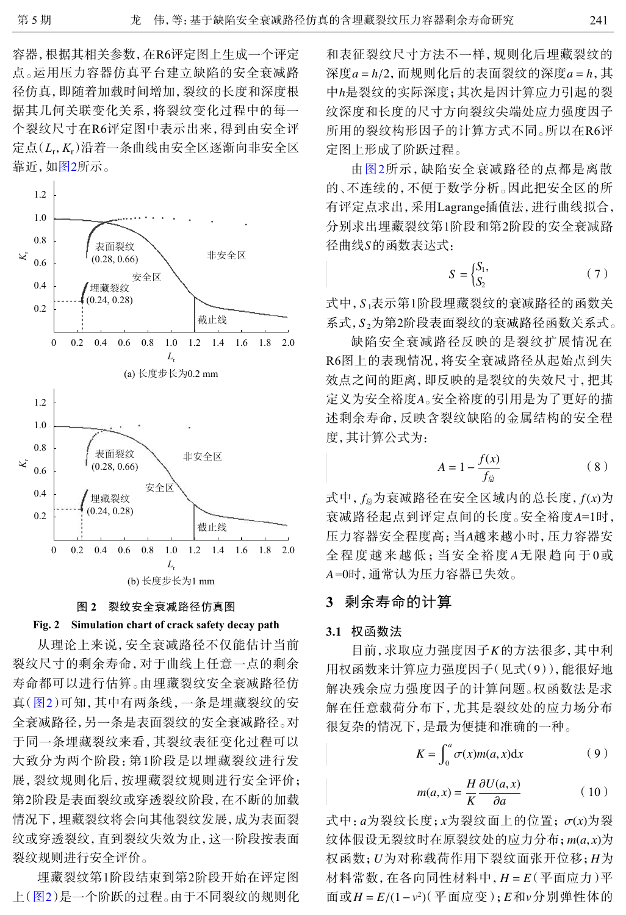容器，根据其相关参数，在R6评定图上生成一个评定点。运用压力容器仿真平台建立缺陷的安全衰减路径仿真，即随着加载时间增加，裂纹的长度和深度根据其几何关联变化关系，将裂纹变化过程中的每一个裂纹尺寸在R6评定图中表示出来，得到由安全评定点($L_r$, $K_r$)沿着一条曲线由安全区逐渐向非安全区靠近，如图2所示。

1.2
1.0
0.8
$K_r$
0.6
0.4
0.2
0 0.2 0.4 0.6 0.8 1.0 1.2 1.4 1.6 1.8 2.0
$L_r$
表面裂纹
(0.28, 0.66)
非安全区
安全区
埋藏裂纹
(0.24, 0.28)
截止线

(a) 长度步长为0.2 mm

1.2
1.0
0.8
$K_r$
0.6
0.4
0.2
0 0.2 0.4 0.6 0.8 1.0 1.2 1.4 1.6 1.8 2.0
$L_r$
表面裂纹
(0.28, 0.66)
非安全区
安全区
埋藏裂纹
(0.24, 0.28)
截止线

(b) 长度步长为1 mm

**图 2　裂纹安全衰减路径仿真图**

**Fig. 2　Simulation chart of crack safety decay path**

从理论上来说，安全衰减路径不仅能估计当前裂纹尺寸的剩余寿命，对于曲线上任意一点的剩余寿命都可以进行估算。由埋藏裂纹安全衰减路径仿真(图2)可知，其中有两条线，一条是埋藏裂纹的安全衰减路径，另一条是表面裂纹的安全衰减路径。对于同一条埋藏裂纹来看，其裂纹表征变化过程可以大致分为两个阶段：第1阶段是以埋藏裂纹进行发展，裂纹规则化后，按埋藏裂纹规则进行安全评价；第2阶段是表面裂纹或穿透裂纹阶段，在不断的加载情况下，埋藏裂纹将会向其他裂纹发展，成为表面裂纹或穿透裂纹，直到裂纹失效为止，这一阶段按表面裂纹规则进行安全评价。

埋藏裂纹第1阶段结束到第2阶段开始在评定图上(图2)是一个阶跃的过程。由于不同裂纹的规则化和表征裂纹尺寸方法不一样，规则化后埋藏裂纹的深度$a = h/2$，而规则化后的表面裂纹的深度$a = h$，其中$h$是裂纹的实际深度；其次是因计算应力引起的裂纹深度和长度的尺寸方向裂纹尖端处应力强度因子所用的裂纹构形因子的计算方式不同。所以在R6评定图上形成了阶跃过程。

由图2所示，缺陷安全衰减路径的点都是离散的、不连续的，不便于数学分析。因此把安全区的所有评定点求出，采用Lagrange插值法，进行曲线拟合，分别求出埋藏裂纹第1阶段和第2阶段的安全衰减路径曲线$S$的函数表达式：

$$S = \begin{cases} S_1, \\ S_2 \end{cases} \tag{7}$$

式中，$S_1$表示第1阶段埋藏裂纹的衰减路径的函数关系式，$S_2$为第2阶段表面裂纹的衰减路径函数关系式。

缺陷安全衰减路径反映的是裂纹扩展情况在R6图上的表现情况，将安全衰减路径从起始点到失效点之间的距离，即反映的是裂纹的失效尺寸，把其定义为安全裕度$A$。安全裕度的引用是为了更好的描述剩余寿命，反映含裂纹缺陷的金属结构的安全程度，其计算公式为：

$$A = 1 - \frac{f(x)}{f_{总}} \tag{8}$$

式中，$f_{总}$为衰减路径在安全区域内的总长度，$f(x)$为衰减路径起点到评定点间的长度。安全裕度$A$=1时，压力容器安全程度高；当$A$越来越小时，压力容器安全程度越来越低；当安全裕度$A$无限趋向于0或$A$=0时，通常认为压力容器已失效。

## 3　剩余寿命的计算

### 3.1　权函数法

目前，求取应力强度因子$K$的方法很多，其中利用权函数来计算应力强度因子(见式(9))，能很好地解决残余应力强度因子的计算问题。权函数法是求解在任意载荷分布下，尤其是裂纹处的应力场分布很复杂的情况下，是最为便捷和准确的一种。

$$K = \int_0^a \sigma(x) m(a, x) \mathrm{d}x \tag{9}$$

$$m(a, x) = \frac{H}{K} \frac{\partial U(a, x)}{\partial a} \tag{10}$$

式中：$a$为裂纹长度；$x$为裂纹面上的位置；$\sigma(x)$为裂纹体假设无裂纹时在原裂纹处的应力分布；$m(a, x)$为权函数；$U$为对称载荷作用下裂纹面张开位移；$H$为材料常数，在各向同性材料中，$H = E$(平面应力)平面或$H = E/(1 - v^2)$(平面应变)；$E$和$v$分别弹性体的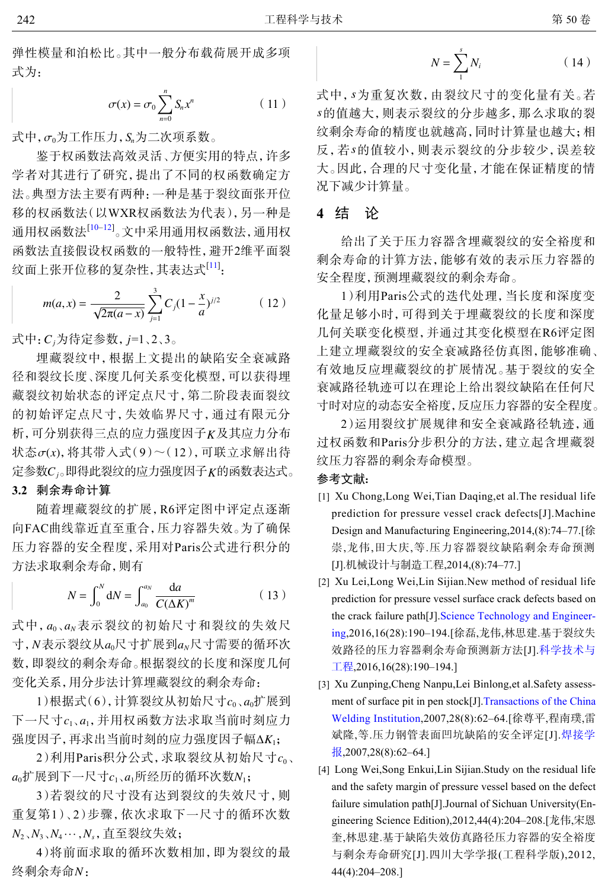弹性模量和泊松比。其中一般分布载荷展开成多项式为：

$$\sigma(x)=\sigma_0\sum_{n=0}^{n}S_n x^n \tag{11}$$

式中，$\sigma_0$为工作压力，$S_n$为二次项系数。

鉴于权函数法高效灵活、方便实用的特点，许多学者对其进行了研究，提出了不同的权函数确定方法。典型方法主要有两种：一种是基于裂纹面张开位移的权函数法（以WXR权函数法为代表），另一种是通用权函数法[10–12]。文中采用通用权函数法，通用权函数法直接假设权函数的一般特性，避开2维平面裂纹面上张开位移的复杂性，其表达式[11]：

$$m(a,x)=\frac{2}{\sqrt{2\pi(a-x)}}\sum_{j=1}^{3}C_j\left(1-\frac{x}{a}\right)^{j/2} \tag{12}$$

式中：$C_j$为待定参数，$j$=1、2、3。

埋藏裂纹中，根据上文提出的缺陷安全衰减路径和裂纹长度、深度几何关系变化模型，可以获得埋藏裂纹初始状态的评定点尺寸，第二阶段表面裂纹的初始评定点尺寸，失效临界尺寸，通过有限元分析，可分别获得三点的应力强度因子$K$及其应力分布状态$\sigma(x)$，将其带入式（9）～（12），可联立求解出待定参数$C_j$。即得此裂纹的应力强度因子$K$的函数表达式。

### 3.2 剩余寿命计算

随着埋藏裂纹的扩展，R6评定图中评定点逐渐向FAC曲线靠近直至重合，压力容器失效。为了确保压力容器的安全程度，采用对Paris公式进行积分的方法求取剩余寿命，则有

$$N=\int_0^N \mathrm{d}N=\int_{a_0}^{a_N}\frac{\mathrm{d}a}{C(\Delta K)^m} \tag{13}$$

式中，$a_0$、$a_N$表示裂纹的初始尺寸和裂纹的失效尺寸，$N$表示裂纹从$a_0$尺寸扩展到$a_N$尺寸需要的循环次数，即裂纹的剩余寿命。根据裂纹的长度和深度几何变化关系，用分步法计算埋藏裂纹的剩余寿命：

1）根据式（6），计算裂纹从初始尺寸$c_0$、$a_0$扩展到下一尺寸$c_1$、$a_1$，并用权函数方法求取当前时刻应力强度因子，再求出当前时刻的应力强度因子幅$\Delta K_1$；

2）利用Paris积分公式，求取裂纹从初始尺寸$c_0$、$a_0$扩展到下一尺寸$c_1$、$a_1$所经历的循环次数$N_1$；

3）若裂纹的尺寸没有达到裂纹的失效尺寸，则重复第1）、2）步骤，依次求取下一尺寸的循环次数$N_2$、$N_3$、$N_4\cdots$、$N_s$，直至裂纹失效；

4）将前面求取的循环次数相加，即为裂纹的最终剩余寿命$N$：

$$N=\sum_{1}^{s}N_i \tag{14}$$

式中，$s$为重复次数，由裂纹尺寸的变化量有关。若$s$的值越大，则表示裂纹的分步越多，那么求取的裂纹剩余寿命的精度也就越高，同时计算量也越大；相反，若$s$的值较小，则表示裂纹的分步较少，误差较大。因此，合理的尺寸变化量，才能在保证精度的情况下减少计算量。

## 4 结　论

给出了关于压力容器含埋藏裂纹的安全裕度和剩余寿命的计算方法，能够有效的表示压力容器的安全程度，预测埋藏裂纹的剩余寿命。

1）利用Paris公式的迭代处理，当长度和深度变化量足够小时，可得到关于埋藏裂纹的长度和深度几何关联变化模型，并通过其变化模型在R6评定图上建立埋藏裂纹的安全衰减路径仿真图，能够准确、有效地反应埋藏裂纹的扩展情况。基于裂纹的安全衰减路径轨迹可以在理论上给出裂纹缺陷在任何尺寸时对应的动态安全裕度，反应压力容器的安全程度。

2）运用裂纹扩展规律和安全衰减路径轨迹，通过权函数和Paris分步积分的方法，建立起含埋藏裂纹压力容器的剩余寿命模型。

**参考文献：**

[1] Xu Chong,Long Wei,Tian Daqing,et al.The residual life prediction for pressure vessel crack defects[J].Machine Design and Manufacturing Engineering,2014,(8):74–77.[徐崇，龙伟，田大庆，等.压力容器裂纹缺陷剩余寿命预测[J].机械设计与制造工程,2014,(8):74–77.]

[2] Xu Lei,Long Wei,Lin Sijian.New method of residual life prediction for pressure vessel surface crack defects based on the crack failure path[J].Science Technology and Engineering,2016,16(28):190–194.[徐磊，龙伟，林思建.基于裂纹失效路径的压力容器剩余寿命预测新方法[J].科学技术与工程,2016,16(28):190–194.]

[3] Xu Zunping,Cheng Nanpu,Lei Binlong,et al.Safety assessment of surface pit in pen stock[J].Transactions of the China Welding Institution,2007,28(8):62–64.[徐尊平，程南璞，雷斌隆，等.压力钢管表面凹坑缺陷的安全评定[J].焊接学报,2007,28(8):62–64.]

[4] Long Wei,Song Enkui,Lin Sijian.Study on the residual life and the safety margin of pressure vessel based on the defect failure simulation path[J].Journal of Sichuan University(Engineering Science Edition),2012,44(4):204–208.[龙伟，宋恩奎，林思建.基于缺陷失效仿真路径压力容器的安全裕度与剩余寿命研究[J].四川大学学报(工程科学版),2012,44(4):204–208.]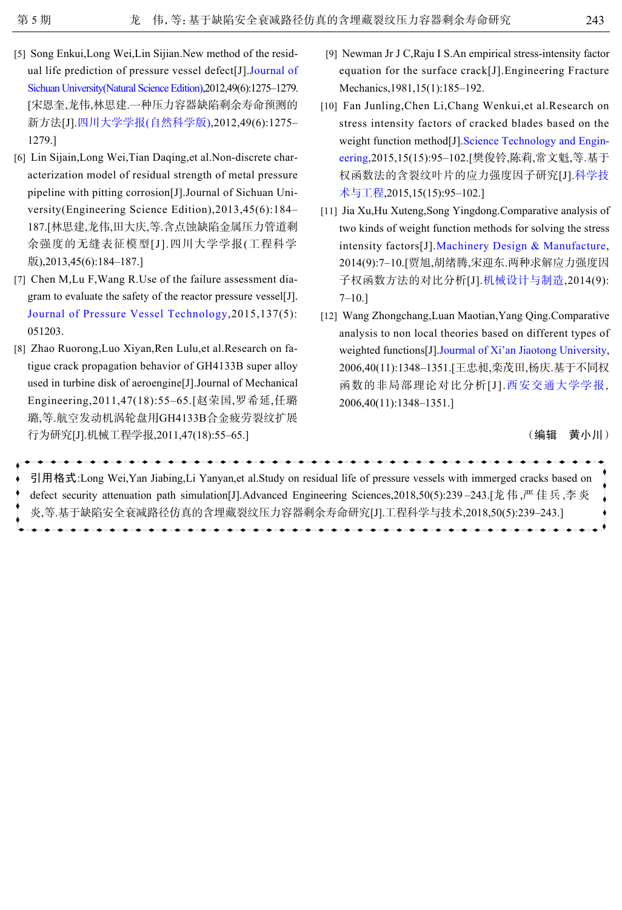[5] Song Enkui,Long Wei,Lin Sijian.New method of the residual life prediction of pressure vessel defect[J].Journal of Sichuan University(Natural Science Edition),2012,49(6):1275–1279.[宋恩奎,龙伟,林思建.一种压力容器缺陷剩余寿命预测的新方法[J].四川大学学报(自然科学版),2012,49(6):1275–1279.]

[6] Lin Sijain,Long Wei,Tian Daqing,et al.Non-discrete characterization model of residual strength of metal pressure pipeline with pitting corrosion[J].Journal of Sichuan University(Engineering Science Edition),2013,45(6):184–187.[林思建,龙伟,田大庆,等.含点蚀缺陷金属压力管道剩余强度的无缝表征模型[J].四川大学学报(工程科学版),2013,45(6):184–187.]

[7] Chen M,Lu F,Wang R.Use of the failure assessment diagram to evaluate the safety of the reactor pressure vessel[J].Journal of Pressure Vessel Technology,2015,137(5):051203.

[8] Zhao Ruorong,Luo Xiyan,Ren Lulu,et al.Research on fatigue crack propagation behavior of GH4133B super alloy used in turbine disk of aeroengine[J].Journal of Mechanical Engineering,2011,47(18):55–65.[赵荣国,罗希延,任璐璐,等.航空发动机涡轮盘用GH4133B合金疲劳裂纹扩展行为研究[J].机械工程学报,2011,47(18):55–65.]

[9] Newman Jr J C,Raju I S.An empirical stress-intensity factor equation for the surface crack[J].Engineering Fracture Mechanics,1981,15(1):185–192.

[10] Fan Junling,Chen Li,Chang Wenkui,et al.Research on stress intensity factors of cracked blades based on the weight function method[J].Science Technology and Engineering,2015,15(15):95–102.[樊俊铃,陈莉,常文魁,等.基于权函数法的含裂纹叶片的应力强度因子研究[J].科学技术与工程,2015,15(15):95–102.]

[11] Jia Xu,Hu Xuteng,Song Yingdong.Comparative analysis of two kinds of weight function methods for solving the stress intensity factors[J].Machinery Design & Manufacture,2014(9):7–10.[贾旭,胡绪腾,宋迎东.两种求解应力强度因子权函数方法的对比分析[J].机械设计与制造,2014(9):7–10.]

[12] Wang Zhongchang,Luan Maotian,Yang Qing.Comparative analysis to non local theories based on different types of weighted functions[J].Journal of Xi'an Jiaotong University,2006,40(11):1348–1351.[王忠昶,栾茂田,杨庆.基于不同权函数的非局部理论对比分析[J].西安交通大学学报,2006,40(11):1348–1351.]

（编辑　黄小川）

引用格式:Long Wei,Yan Jiabing,Li Yanyan,et al.Study on residual life of pressure vessels with immerged cracks based on defect security attenuation path simulation[J].Advanced Engineering Sciences,2018,50(5):239–243.[龙伟,严佳兵,李炎炎,等.基于缺陷安全衰减路径仿真的含埋藏裂纹压力容器剩余寿命研究[J].工程科学与技术,2018,50(5):239–243.]